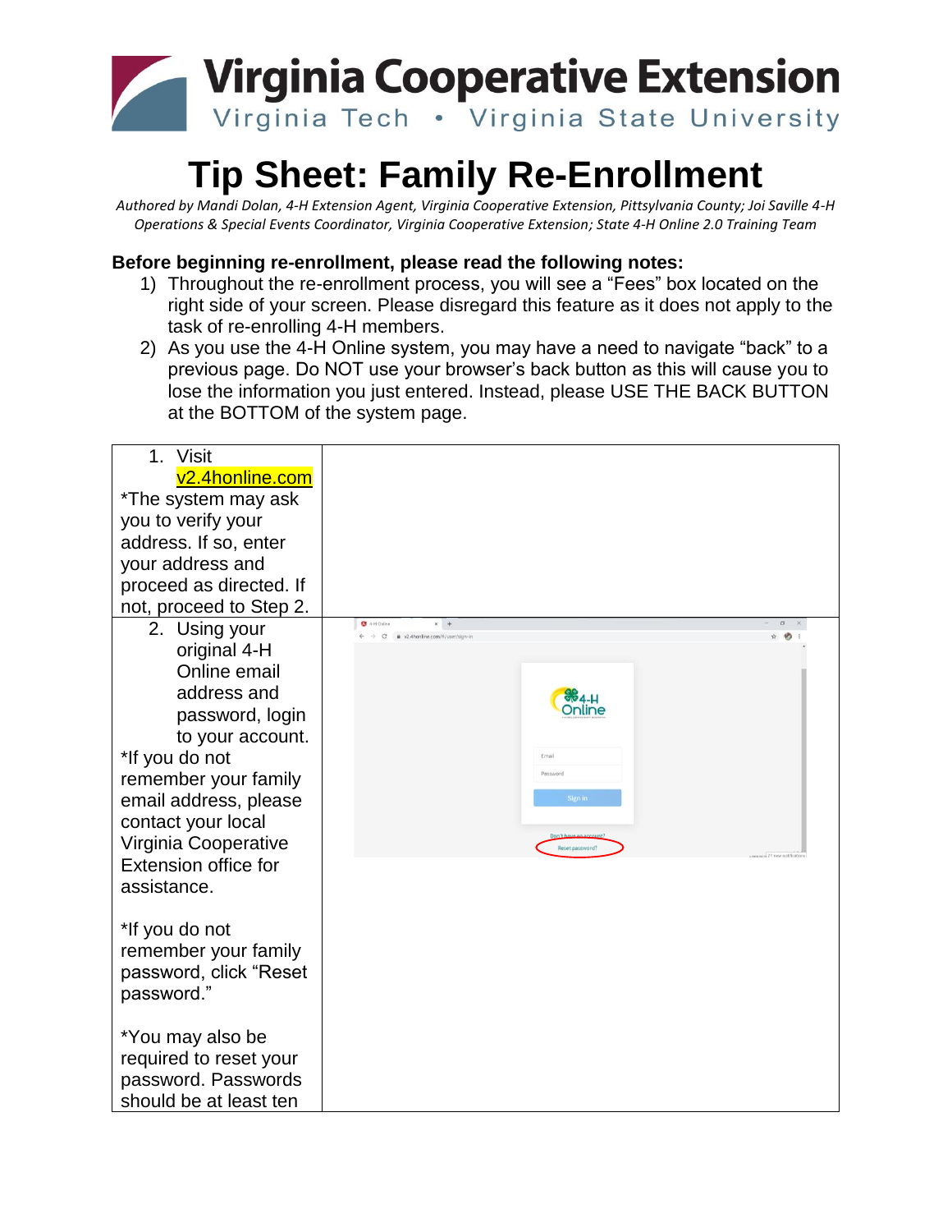# Tip Sheet: Family Re-Enrollment

*Authored by Mandi Dolan, 4-H Extension Agent, Virginia Cooperative Extension, Pittsylvania County; Joi Saville 4-H Operations & Special Events Coordinator, Virginia Cooperative Extension; State 4-H Online 2.0 Training Team*

**Before beginning re-enrollment, please read the following notes:**

1) Throughout the re-enrollment process, you will see a "Fees" box located on the right side of your screen. Please disregard this feature as it does not apply to the task of re-enrolling 4-H members.
2) As you use the 4-H Online system, you may have a need to navigate "back" to a previous page. Do NOT use your browser's back button as this will cause you to lose the information you just entered. Instead, please USE THE BACK BUTTON at the BOTTOM of the system page.

| | |
|---|---|
| 1. Visit v2.4honline.com<br>*The system may ask you to verify your address. If so, enter your address and proceed as directed. If not, proceed to Step 2. | |
| 2. Using your original 4-H Online email address and password, login to your account.<br>*If you do not remember your family email address, please contact your local Virginia Cooperative Extension office for assistance.<br><br>*If you do not remember your family password, click "Reset password."<br><br>*You may also be required to reset your password. Passwords should be at least ten | |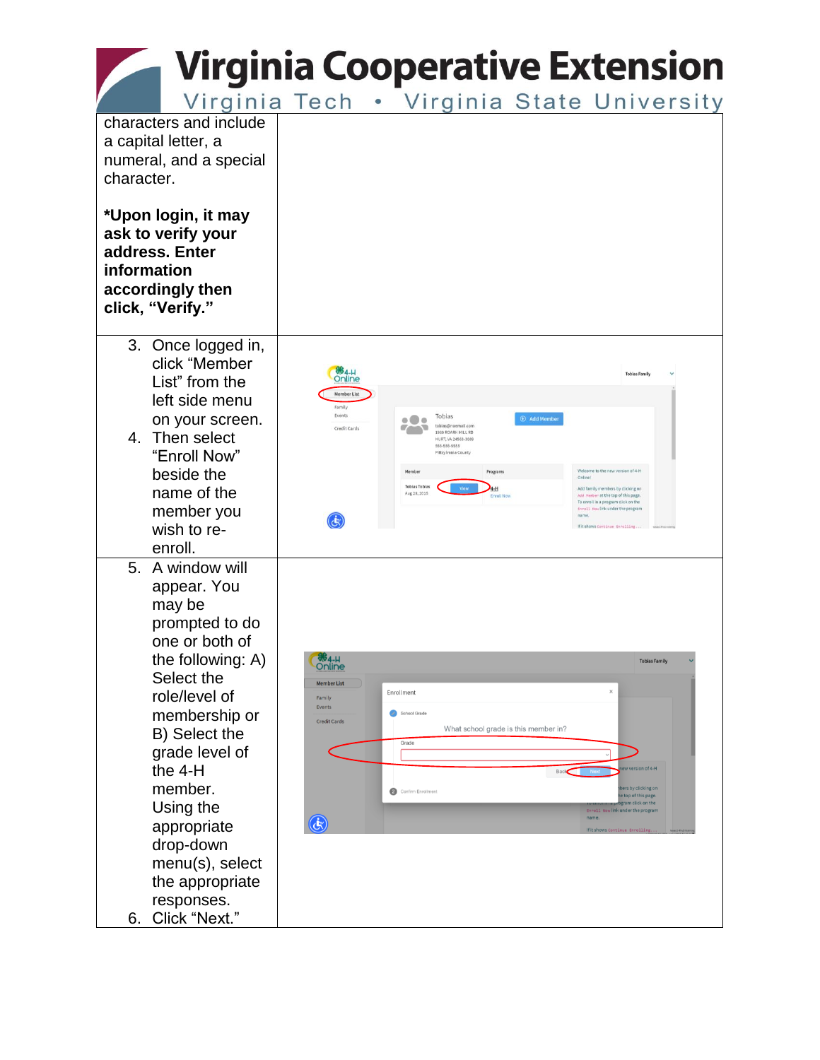| | |
|---|---|
| characters and include a capital letter, a numeral, and a special character.<br><br>**\*Upon login, it may ask to verify your address. Enter information accordingly then click, "Verify."** | |
| 3. Once logged in, click "Member List" from the left side menu on your screen.<br>4. Then select "Enroll Now" beside the name of the member you wish to re-enroll. | |
| 5. A window will appear. You may be prompted to do one or both of the following: A) Select the role/level of membership or B) Select the grade level of the 4-H member. Using the appropriate drop-down menu(s), select the appropriate responses.<br>6. Click "Next." | |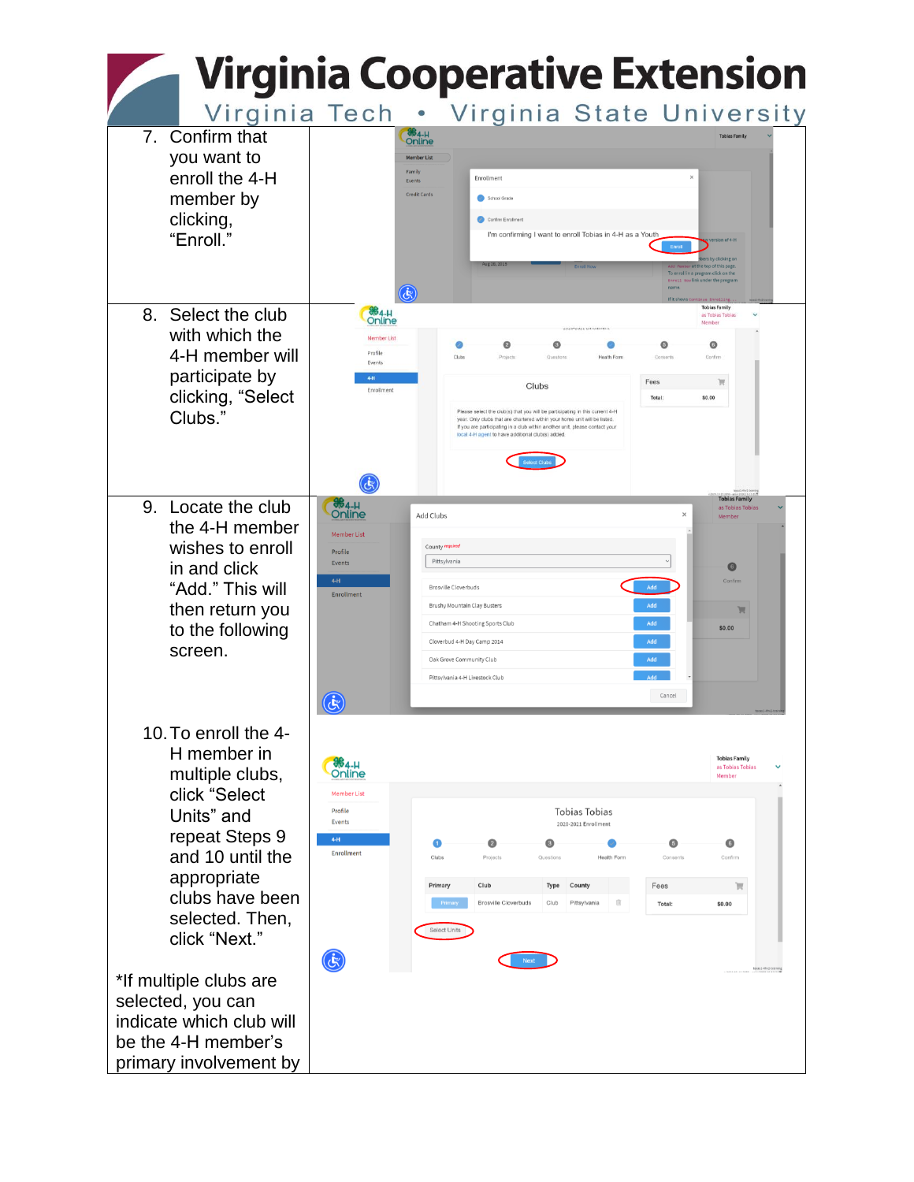7. Confirm that you want to enroll the 4-H member by clicking, "Enroll."

8. Select the club with which the 4-H member will participate by clicking, "Select Clubs."

9. Locate the club the 4-H member wishes to enroll in and click "Add." This will then return you to the following screen.

10. To enroll the 4-H member in multiple clubs, click "Select Units" and repeat Steps 9 and 10 until the appropriate clubs have been selected. Then, click "Next."

*If multiple clubs are selected, you can indicate which club will be the 4-H member's primary involvement by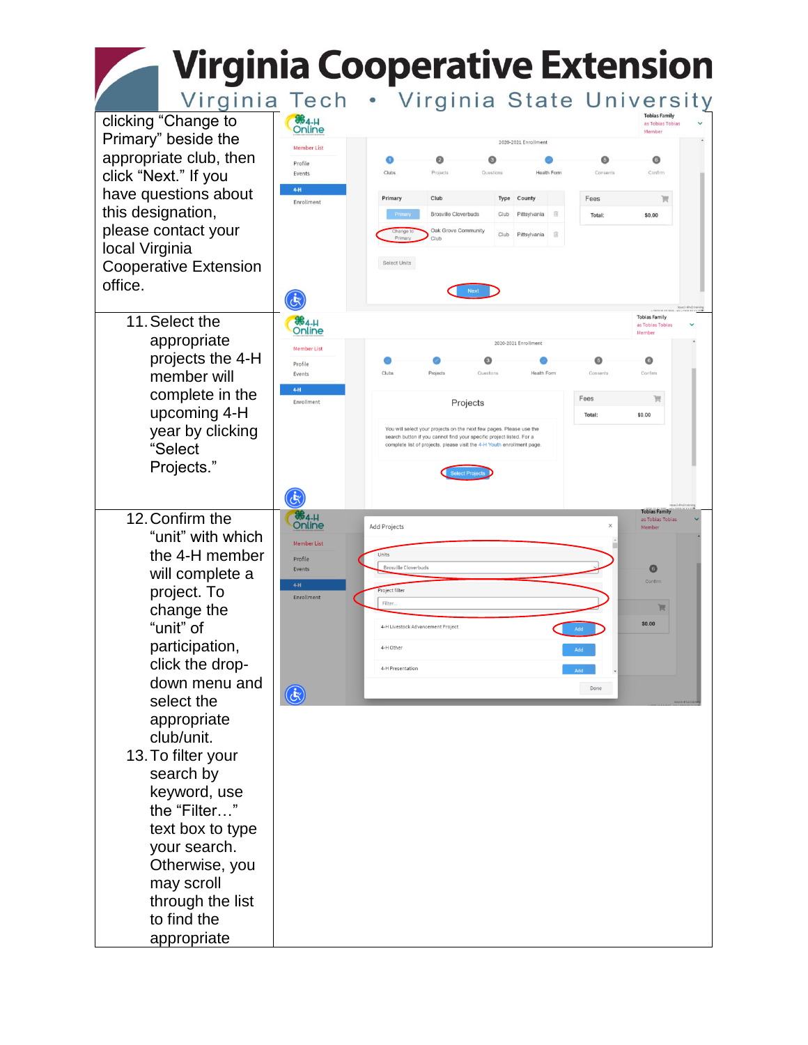clicking "Change to Primary" beside the appropriate club, then click "Next." If you have questions about this designation, please contact your local Virginia Cooperative Extension office.

11. Select the appropriate projects the 4-H member will complete in the upcoming 4-H year by clicking "Select Projects."

12. Confirm the "unit" with which the 4-H member will complete a project. To change the "unit" of participation, click the drop-down menu and select the appropriate club/unit.

13. To filter your search by keyword, use the "Filter…" text box to type your search. Otherwise, you may scroll through the list to find the appropriate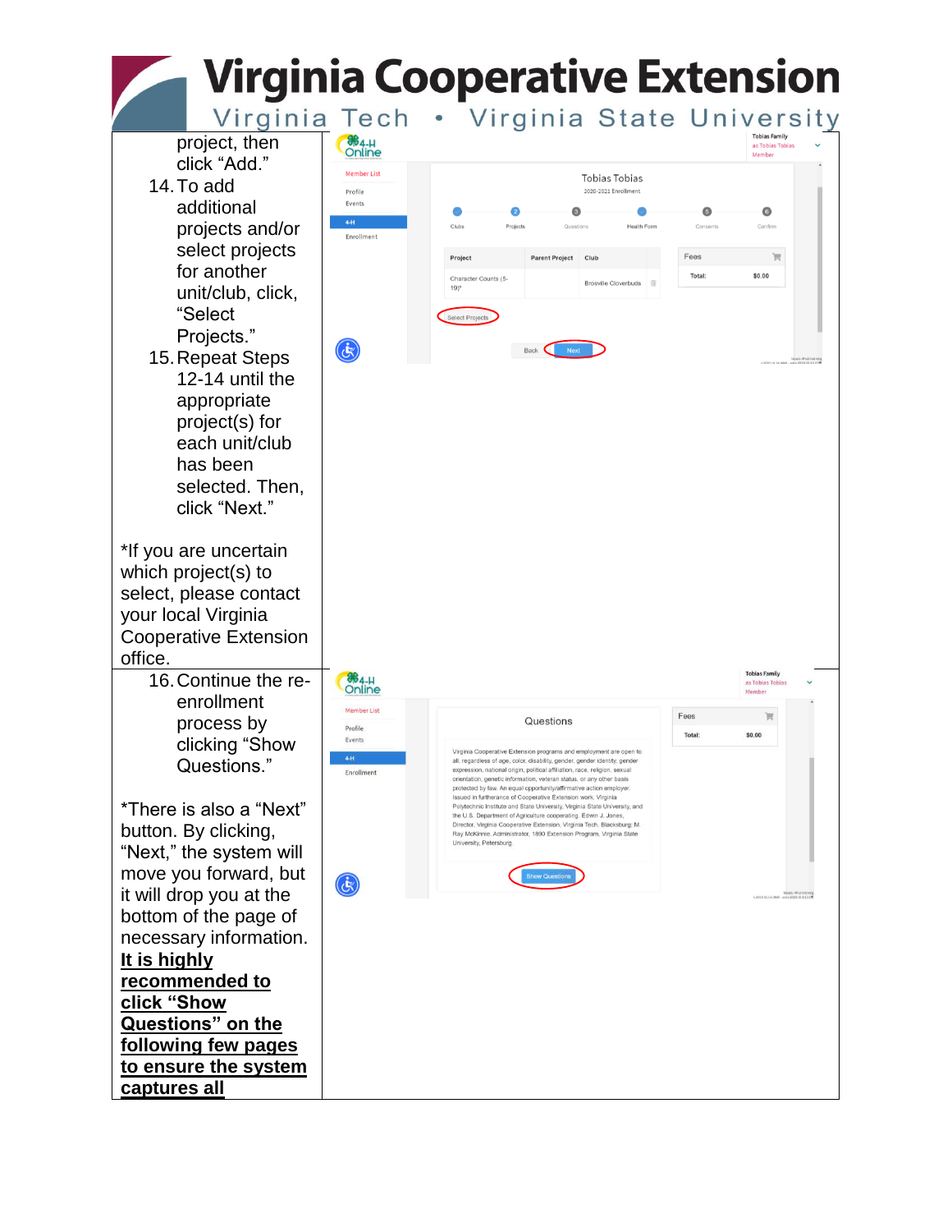project, then click "Add."

14. To add additional projects and/or select projects for another unit/club, click, "Select Projects."
15. Repeat Steps 12-14 until the appropriate project(s) for each unit/club has been selected. Then, click "Next."

*If you are uncertain which project(s) to select, please contact your local Virginia Cooperative Extension office.

16. Continue the re-enrollment process by clicking "Show Questions."

*There is also a "Next" button. By clicking, "Next," the system will move you forward, but it will drop you at the bottom of the page of necessary information. **It is highly recommended to click "Show Questions" on the following few pages to ensure the system captures all**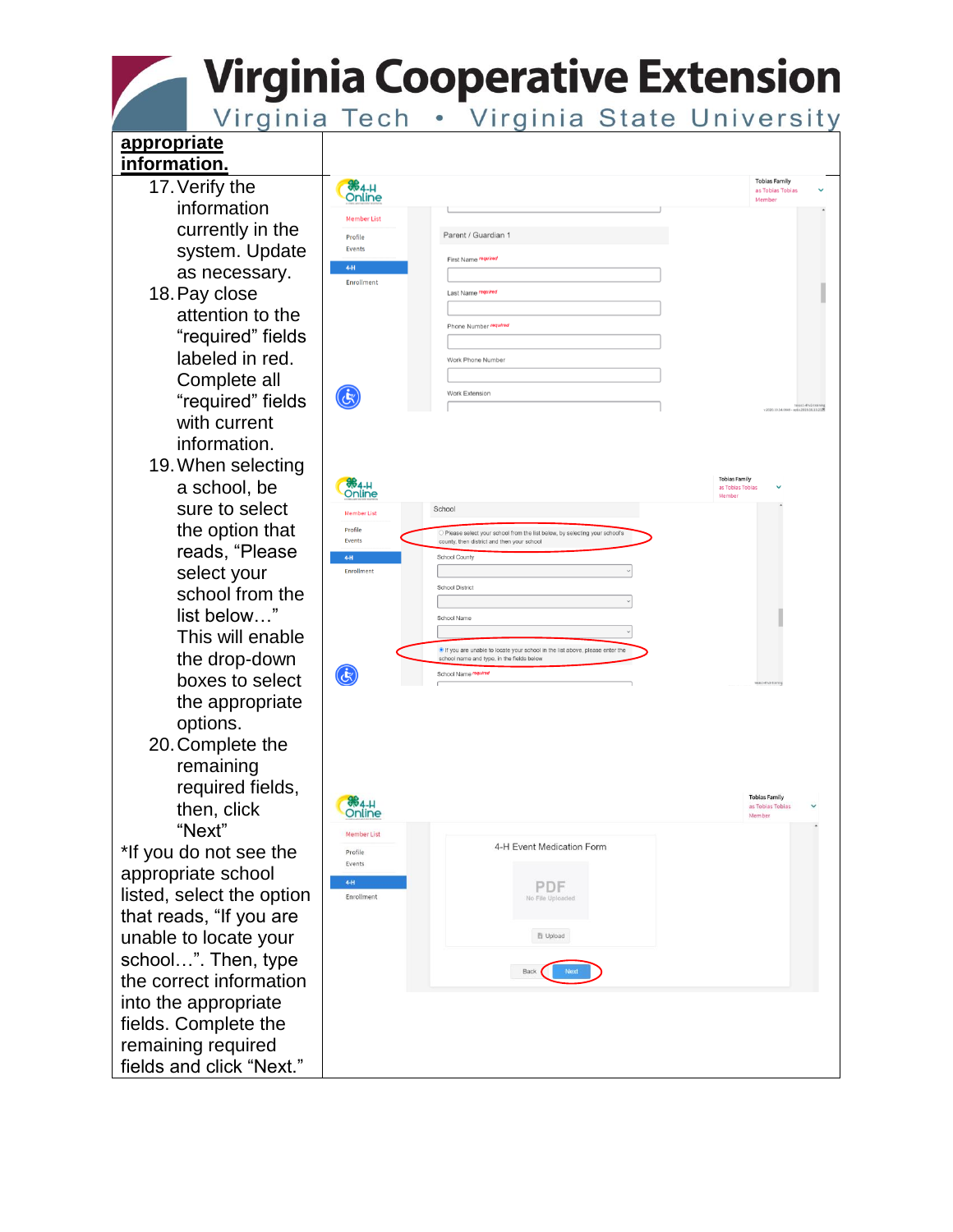**appropriate information.**

17. Verify the information currently in the system. Update as necessary.
18. Pay close attention to the "required" fields labeled in red. Complete all "required" fields with current information.
19. When selecting a school, be sure to select the option that reads, "Please select your school from the list below…" This will enable the drop-down boxes to select the appropriate options.
20. Complete the remaining required fields, then, click "Next"

*If you do not see the appropriate school listed, select the option that reads, "If you are unable to locate your school…". Then, type the correct information into the appropriate fields. Complete the remaining required fields and click "Next."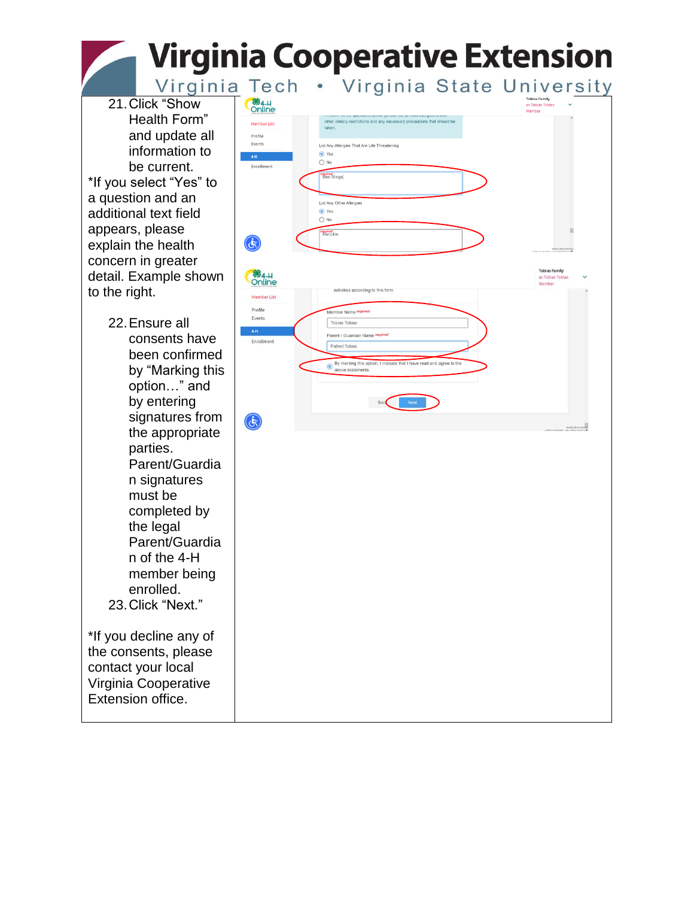21. Click “Show Health Form” and update all information to be current.

*If you select “Yes” to a question and an additional text field appears, please explain the health concern in greater detail. Example shown to the right.

22. Ensure all consents have been confirmed by “Marking this option…” and by entering signatures from the appropriate parties. Parent/Guardian signatures must be completed by the legal Parent/Guardian of the 4-H member being enrolled.
23. Click “Next.”

*If you decline any of the consents, please contact your local Virginia Cooperative Extension office.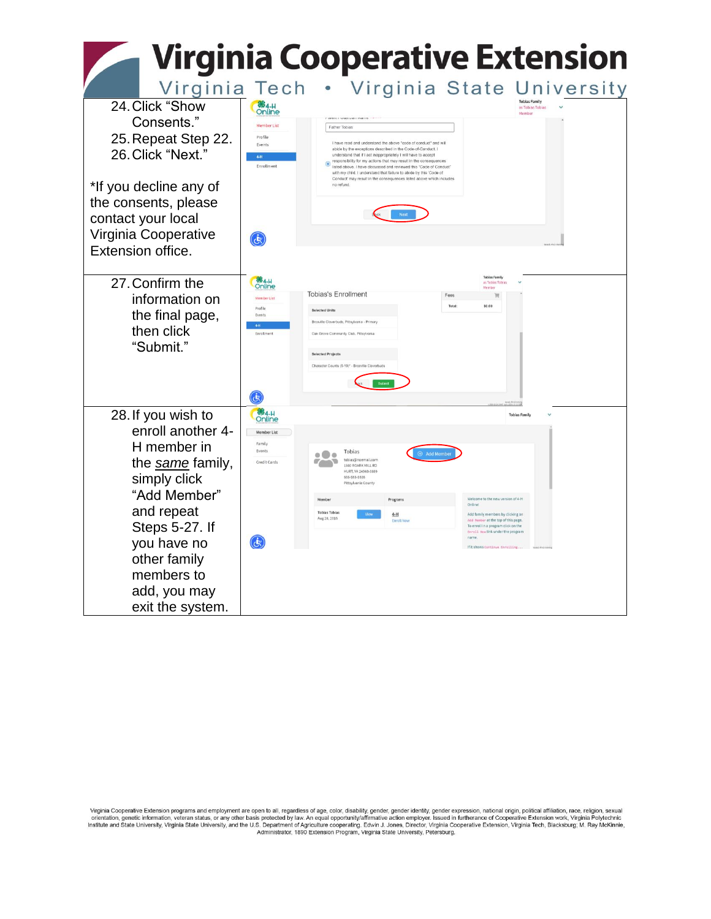24. Click "Show Consents."
25. Repeat Step 22.
26. Click "Next."

*If you decline any of the consents, please contact your local Virginia Cooperative Extension office.

27. Confirm the information on the final page, then click "Submit."

28. If you wish to enroll another 4-H member in the *same* family, simply click "Add Member" and repeat Steps 5-27. If you have no other family members to add, you may exit the system.

Virginia Cooperative Extension programs and employment are open to all, regardless of age, color, disability, gender, gender identity, gender expression, national origin, political affiliation, race, religion, sexual orientation, genetic information, veteran status, or any other basis protected by law. An equal opportunity/affirmative action employer. Issued in furtherance of Cooperative Extension work, Virginia Polytechnic Institute and State University, Virginia State University, and the U.S. Department of Agriculture cooperating. Edwin J. Jones, Director, Virginia Cooperative Extension, Virginia Tech, Blacksburg; M. Ray McKinnie, Administrator, 1890 Extension Program, Virginia State University, Petersburg.